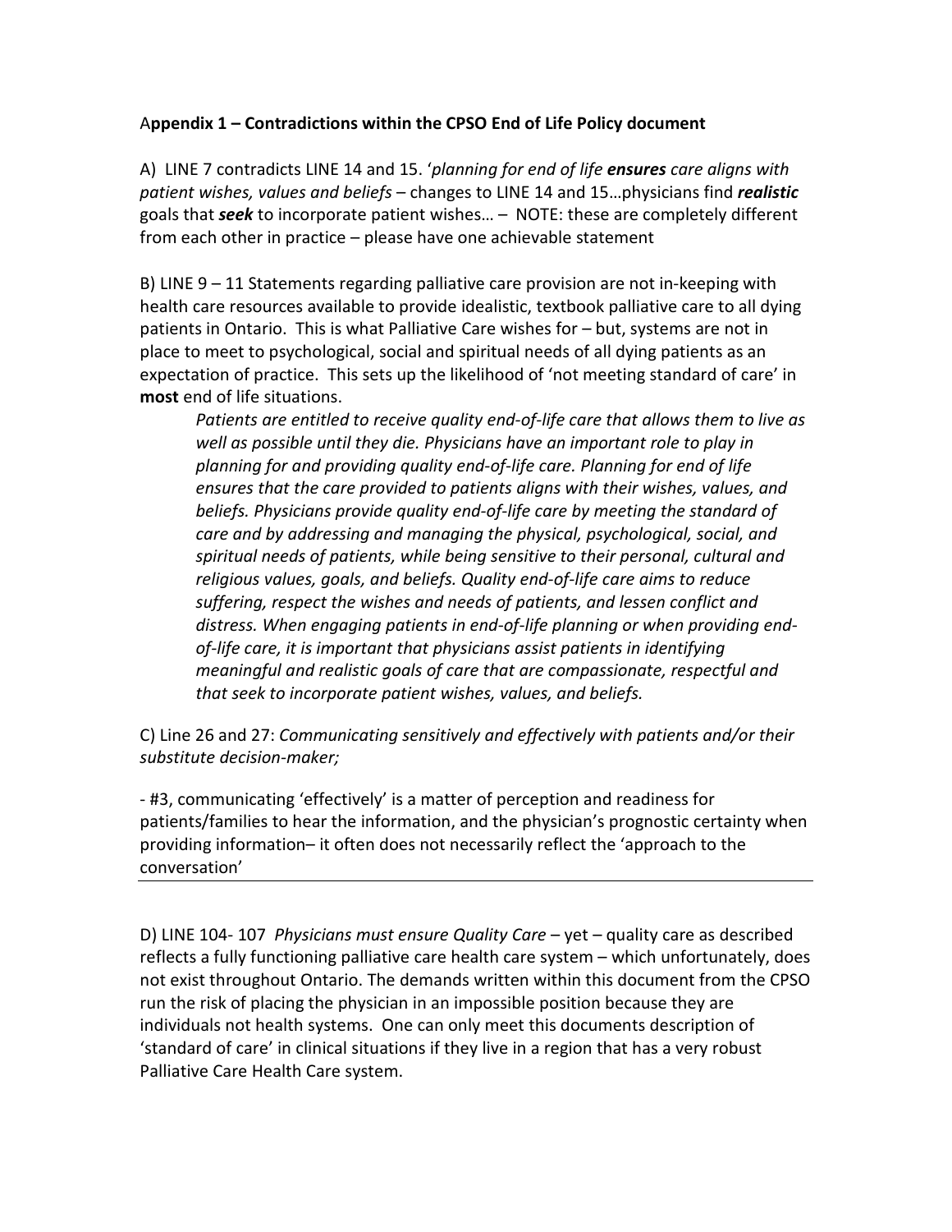## Appendix 1 – Contradictions within the CPSO End of Life Policy document

A) LINE 7 contradicts LINE 14 and 15. '*planning for end of life **ensures** care aligns with patient wishes, values and beliefs* – changes to LINE 14 and 15…physicians find ***realistic*** goals that ***seek*** to incorporate patient wishes… – NOTE: these are completely different from each other in practice – please have one achievable statement

B) LINE 9 – 11 Statements regarding palliative care provision are not in-keeping with health care resources available to provide idealistic, textbook palliative care to all dying patients in Ontario. This is what Palliative Care wishes for – but, systems are not in place to meet to psychological, social and spiritual needs of all dying patients as an expectation of practice. This sets up the likelihood of 'not meeting standard of care' in **most** end of life situations.

> *Patients are entitled to receive quality end-of-life care that allows them to live as well as possible until they die. Physicians have an important role to play in planning for and providing quality end-of-life care. Planning for end of life ensures that the care provided to patients aligns with their wishes, values, and beliefs. Physicians provide quality end-of-life care by meeting the standard of care and by addressing and managing the physical, psychological, social, and spiritual needs of patients, while being sensitive to their personal, cultural and religious values, goals, and beliefs. Quality end-of-life care aims to reduce suffering, respect the wishes and needs of patients, and lessen conflict and distress. When engaging patients in end-of-life planning or when providing end-of-life care, it is important that physicians assist patients in identifying meaningful and realistic goals of care that are compassionate, respectful and that seek to incorporate patient wishes, values, and beliefs.*

C) Line 26 and 27: *Communicating sensitively and effectively with patients and/or their substitute decision-maker;*

- #3, communicating 'effectively' is a matter of perception and readiness for patients/families to hear the information, and the physician's prognostic certainty when providing information– it often does not necessarily reflect the 'approach to the conversation'

---

D) LINE 104- 107 *Physicians must ensure Quality Care* – yet – quality care as described reflects a fully functioning palliative care health care system – which unfortunately, does not exist throughout Ontario. The demands written within this document from the CPSO run the risk of placing the physician in an impossible position because they are individuals not health systems. One can only meet this documents description of 'standard of care' in clinical situations if they live in a region that has a very robust Palliative Care Health Care system.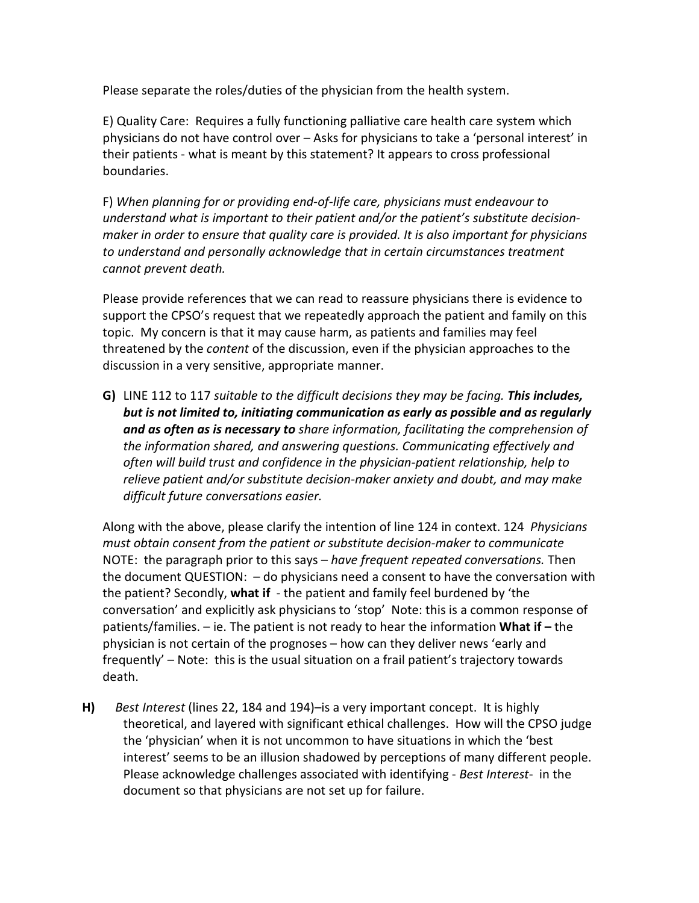Please separate the roles/duties of the physician from the health system.

E) Quality Care: Requires a fully functioning palliative care health care system which physicians do not have control over – Asks for physicians to take a 'personal interest' in their patients - what is meant by this statement? It appears to cross professional boundaries.

F) *When planning for or providing end-of-life care, physicians must endeavour to understand what is important to their patient and/or the patient's substitute decision-maker in order to ensure that quality care is provided. It is also important for physicians to understand and personally acknowledge that in certain circumstances treatment cannot prevent death.*

Please provide references that we can read to reassure physicians there is evidence to support the CPSO's request that we repeatedly approach the patient and family on this topic. My concern is that it may cause harm, as patients and families may feel threatened by the *content* of the discussion, even if the physician approaches to the discussion in a very sensitive, appropriate manner.

**G)** LINE 112 to 117 *suitable to the difficult decisions they may be facing.* ***This includes, but is not limited to, initiating communication as early as possible and as regularly and as often as is necessary to*** *share information, facilitating the comprehension of the information shared, and answering questions. Communicating effectively and often will build trust and confidence in the physician-patient relationship, help to relieve patient and/or substitute decision-maker anxiety and doubt, and may make difficult future conversations easier.*

Along with the above, please clarify the intention of line 124 in context. 124 *Physicians must obtain consent from the patient or substitute decision-maker to communicate* NOTE: the paragraph prior to this says – *have frequent repeated conversations.* Then the document QUESTION: – do physicians need a consent to have the conversation with the patient? Secondly, **what if** - the patient and family feel burdened by 'the conversation' and explicitly ask physicians to 'stop' Note: this is a common response of patients/families. – ie. The patient is not ready to hear the information **What if –** the physician is not certain of the prognoses – how can they deliver news 'early and frequently' – Note: this is the usual situation on a frail patient's trajectory towards death.

**H)** *Best Interest* (lines 22, 184 and 194)–is a very important concept. It is highly theoretical, and layered with significant ethical challenges. How will the CPSO judge the 'physician' when it is not uncommon to have situations in which the 'best interest' seems to be an illusion shadowed by perceptions of many different people. Please acknowledge challenges associated with identifying - *Best Interest*- in the document so that physicians are not set up for failure.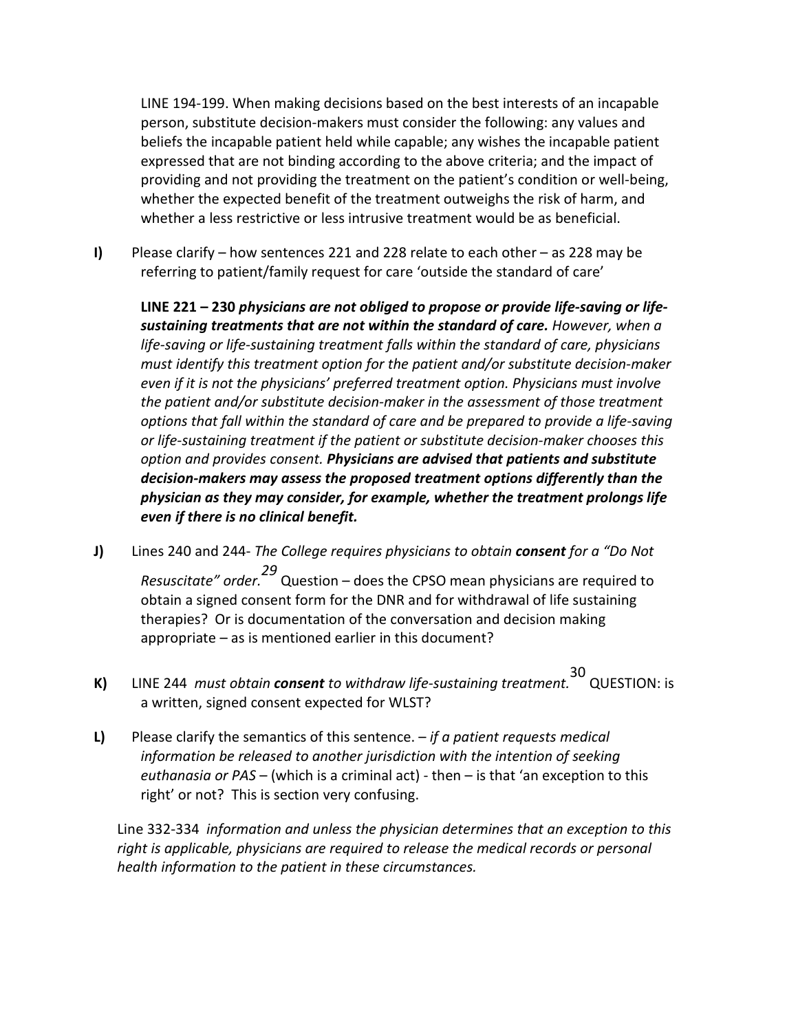LINE 194-199. When making decisions based on the best interests of an incapable person, substitute decision-makers must consider the following: any values and beliefs the incapable patient held while capable; any wishes the incapable patient expressed that are not binding according to the above criteria; and the impact of providing and not providing the treatment on the patient's condition or well-being, whether the expected benefit of the treatment outweighs the risk of harm, and whether a less restrictive or less intrusive treatment would be as beneficial.

**I)** Please clarify – how sentences 221 and 228 relate to each other – as 228 may be referring to patient/family request for care 'outside the standard of care'

**LINE 221 – 230** ***physicians are not obliged to propose or provide life-saving or life-sustaining treatments that are not within the standard of care.*** *However, when a life-saving or life-sustaining treatment falls within the standard of care, physicians must identify this treatment option for the patient and/or substitute decision-maker even if it is not the physicians' preferred treatment option. Physicians must involve the patient and/or substitute decision-maker in the assessment of those treatment options that fall within the standard of care and be prepared to provide a life-saving or life-sustaining treatment if the patient or substitute decision-maker chooses this option and provides consent.* ***Physicians are advised that patients and substitute decision-makers may assess the proposed treatment options differently than the physician as they may consider, for example, whether the treatment prolongs life even if there is no clinical benefit.***

**J)** Lines 240 and 244- *The College requires physicians to obtain* ***consent*** *for a "Do Not Resuscitate" order.*[29] Question – does the CPSO mean physicians are required to obtain a signed consent form for the DNR and for withdrawal of life sustaining therapies? Or is documentation of the conversation and decision making appropriate – as is mentioned earlier in this document?

**K)** LINE 244 *must obtain* ***consent*** *to withdraw life-sustaining treatment.*[30] QUESTION: is a written, signed consent expected for WLST?

**L)** Please clarify the semantics of this sentence. – *if a patient requests medical information be released to another jurisdiction with the intention of seeking euthanasia or PAS* – (which is a criminal act) - then – is that 'an exception to this right' or not? This is section very confusing.

Line 332-334 *information and unless the physician determines that an exception to this right is applicable, physicians are required to release the medical records or personal health information to the patient in these circumstances.*